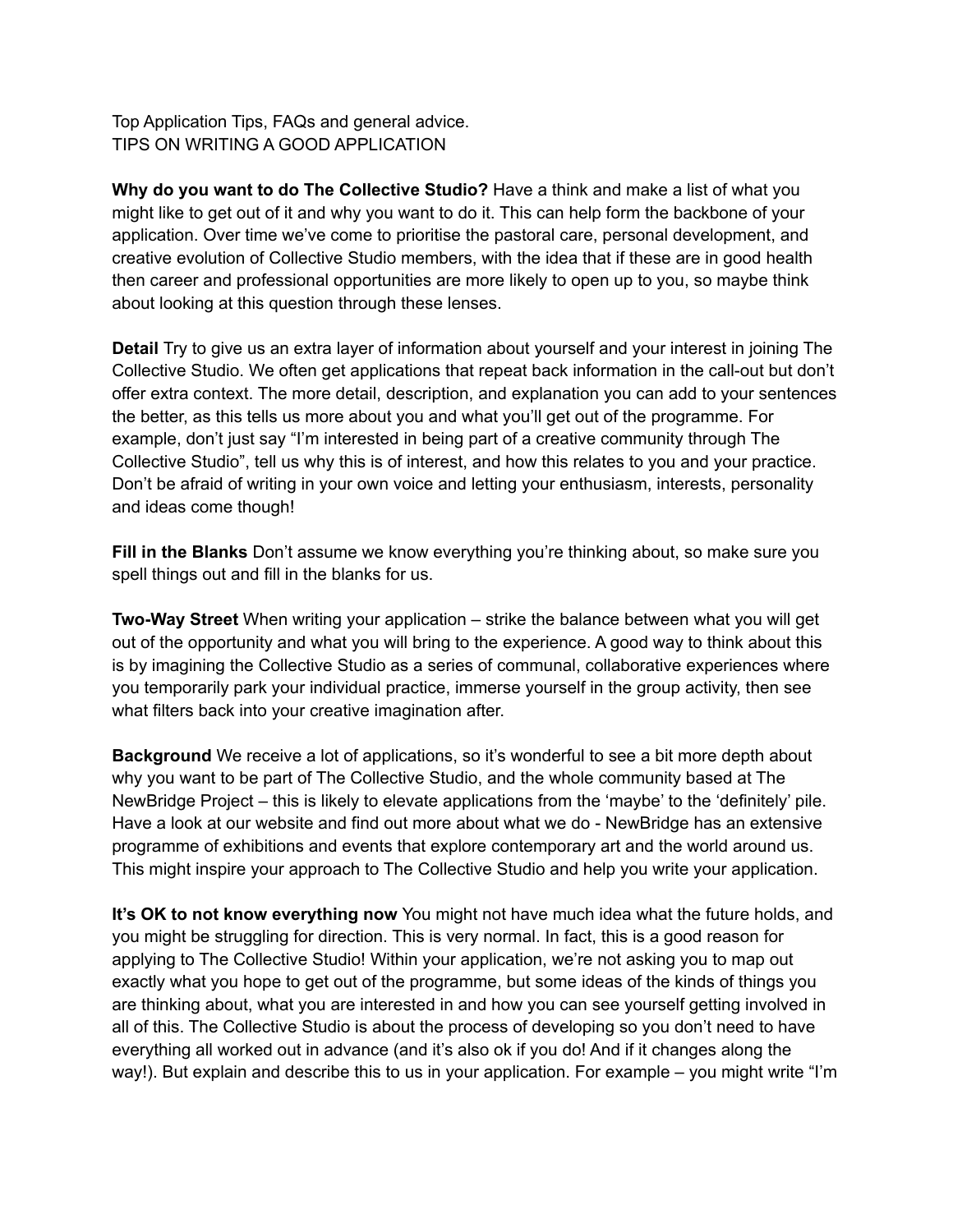Top Application Tips, FAQs and general advice.
TIPS ON WRITING A GOOD APPLICATION

**Why do you want to do The Collective Studio?** Have a think and make a list of what you might like to get out of it and why you want to do it. This can help form the backbone of your application. Over time we've come to prioritise the pastoral care, personal development, and creative evolution of Collective Studio members, with the idea that if these are in good health then career and professional opportunities are more likely to open up to you, so maybe think about looking at this question through these lenses.

**Detail** Try to give us an extra layer of information about yourself and your interest in joining The Collective Studio. We often get applications that repeat back information in the call-out but don't offer extra context. The more detail, description, and explanation you can add to your sentences the better, as this tells us more about you and what you'll get out of the programme. For example, don't just say "I'm interested in being part of a creative community through The Collective Studio", tell us why this is of interest, and how this relates to you and your practice. Don't be afraid of writing in your own voice and letting your enthusiasm, interests, personality and ideas come though!

**Fill in the Blanks** Don't assume we know everything you're thinking about, so make sure you spell things out and fill in the blanks for us.

**Two-Way Street** When writing your application – strike the balance between what you will get out of the opportunity and what you will bring to the experience. A good way to think about this is by imagining the Collective Studio as a series of communal, collaborative experiences where you temporarily park your individual practice, immerse yourself in the group activity, then see what filters back into your creative imagination after.

**Background** We receive a lot of applications, so it's wonderful to see a bit more depth about why you want to be part of The Collective Studio, and the whole community based at The NewBridge Project – this is likely to elevate applications from the 'maybe' to the 'definitely' pile. Have a look at our website and find out more about what we do - NewBridge has an extensive programme of exhibitions and events that explore contemporary art and the world around us. This might inspire your approach to The Collective Studio and help you write your application.

**It's OK to not know everything now** You might not have much idea what the future holds, and you might be struggling for direction. This is very normal. In fact, this is a good reason for applying to The Collective Studio! Within your application, we're not asking you to map out exactly what you hope to get out of the programme, but some ideas of the kinds of things you are thinking about, what you are interested in and how you can see yourself getting involved in all of this. The Collective Studio is about the process of developing so you don't need to have everything all worked out in advance (and it's also ok if you do! And if it changes along the way!). But explain and describe this to us in your application. For example – you might write "I'm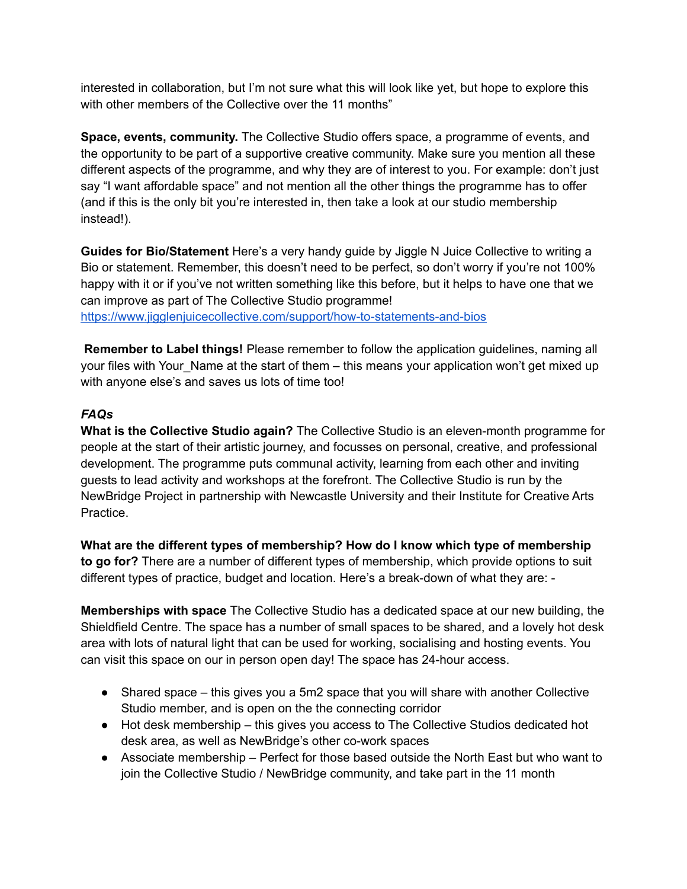interested in collaboration, but I'm not sure what this will look like yet, but hope to explore this with other members of the Collective over the 11 months"

**Space, events, community.** The Collective Studio offers space, a programme of events, and the opportunity to be part of a supportive creative community. Make sure you mention all these different aspects of the programme, and why they are of interest to you. For example: don't just say "I want affordable space" and not mention all the other things the programme has to offer (and if this is the only bit you're interested in, then take a look at our studio membership instead!).

**Guides for Bio/Statement** Here's a very handy guide by Jiggle N Juice Collective to writing a Bio or statement. Remember, this doesn't need to be perfect, so don't worry if you're not 100% happy with it or if you've not written something like this before, but it helps to have one that we can improve as part of The Collective Studio programme!
https://www.jigglenjuicecollective.com/support/how-to-statements-and-bios

**Remember to Label things!** Please remember to follow the application guidelines, naming all your files with Your_Name at the start of them – this means your application won't get mixed up with anyone else's and saves us lots of time too!

***FAQs***

**What is the Collective Studio again?** The Collective Studio is an eleven-month programme for people at the start of their artistic journey, and focusses on personal, creative, and professional development. The programme puts communal activity, learning from each other and inviting guests to lead activity and workshops at the forefront. The Collective Studio is run by the NewBridge Project in partnership with Newcastle University and their Institute for Creative Arts Practice.

**What are the different types of membership? How do I know which type of membership to go for?** There are a number of different types of membership, which provide options to suit different types of practice, budget and location. Here's a break-down of what they are: -

**Memberships with space** The Collective Studio has a dedicated space at our new building, the Shieldfield Centre. The space has a number of small spaces to be shared, and a lovely hot desk area with lots of natural light that can be used for working, socialising and hosting events. You can visit this space on our in person open day! The space has 24-hour access.

- Shared space – this gives you a 5m2 space that you will share with another Collective Studio member, and is open on the the connecting corridor
- Hot desk membership – this gives you access to The Collective Studios dedicated hot desk area, as well as NewBridge's other co-work spaces
- Associate membership – Perfect for those based outside the North East but who want to join the Collective Studio / NewBridge community, and take part in the 11 month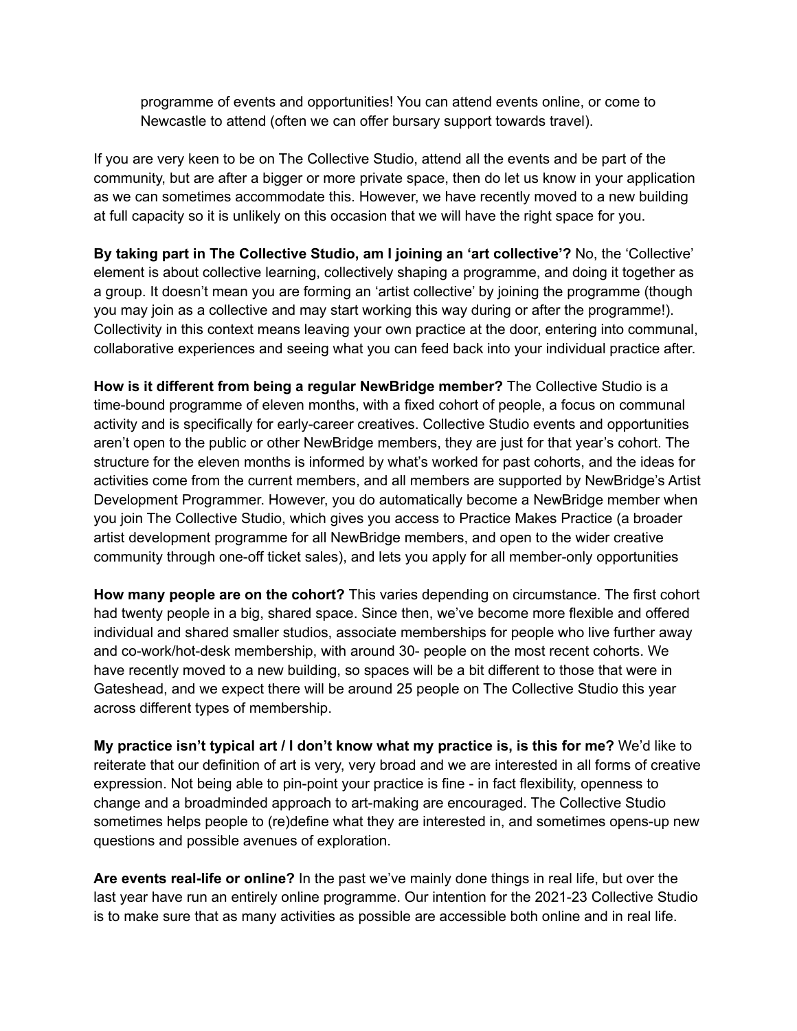programme of events and opportunities! You can attend events online, or come to Newcastle to attend (often we can offer bursary support towards travel).

If you are very keen to be on The Collective Studio, attend all the events and be part of the community, but are after a bigger or more private space, then do let us know in your application as we can sometimes accommodate this. However, we have recently moved to a new building at full capacity so it is unlikely on this occasion that we will have the right space for you.

**By taking part in The Collective Studio, am I joining an 'art collective'?** No, the 'Collective' element is about collective learning, collectively shaping a programme, and doing it together as a group. It doesn't mean you are forming an 'artist collective' by joining the programme (though you may join as a collective and may start working this way during or after the programme!). Collectivity in this context means leaving your own practice at the door, entering into communal, collaborative experiences and seeing what you can feed back into your individual practice after.

**How is it different from being a regular NewBridge member?** The Collective Studio is a time-bound programme of eleven months, with a fixed cohort of people, a focus on communal activity and is specifically for early-career creatives. Collective Studio events and opportunities aren't open to the public or other NewBridge members, they are just for that year's cohort. The structure for the eleven months is informed by what's worked for past cohorts, and the ideas for activities come from the current members, and all members are supported by NewBridge's Artist Development Programmer. However, you do automatically become a NewBridge member when you join The Collective Studio, which gives you access to Practice Makes Practice (a broader artist development programme for all NewBridge members, and open to the wider creative community through one-off ticket sales), and lets you apply for all member-only opportunities

**How many people are on the cohort?** This varies depending on circumstance. The first cohort had twenty people in a big, shared space. Since then, we've become more flexible and offered individual and shared smaller studios, associate memberships for people who live further away and co-work/hot-desk membership, with around 30- people on the most recent cohorts. We have recently moved to a new building, so spaces will be a bit different to those that were in Gateshead, and we expect there will be around 25 people on The Collective Studio this year across different types of membership.

**My practice isn't typical art / I don't know what my practice is, is this for me?** We'd like to reiterate that our definition of art is very, very broad and we are interested in all forms of creative expression. Not being able to pin-point your practice is fine - in fact flexibility, openness to change and a broadminded approach to art-making are encouraged. The Collective Studio sometimes helps people to (re)define what they are interested in, and sometimes opens-up new questions and possible avenues of exploration.

**Are events real-life or online?** In the past we've mainly done things in real life, but over the last year have run an entirely online programme. Our intention for the 2021-23 Collective Studio is to make sure that as many activities as possible are accessible both online and in real life.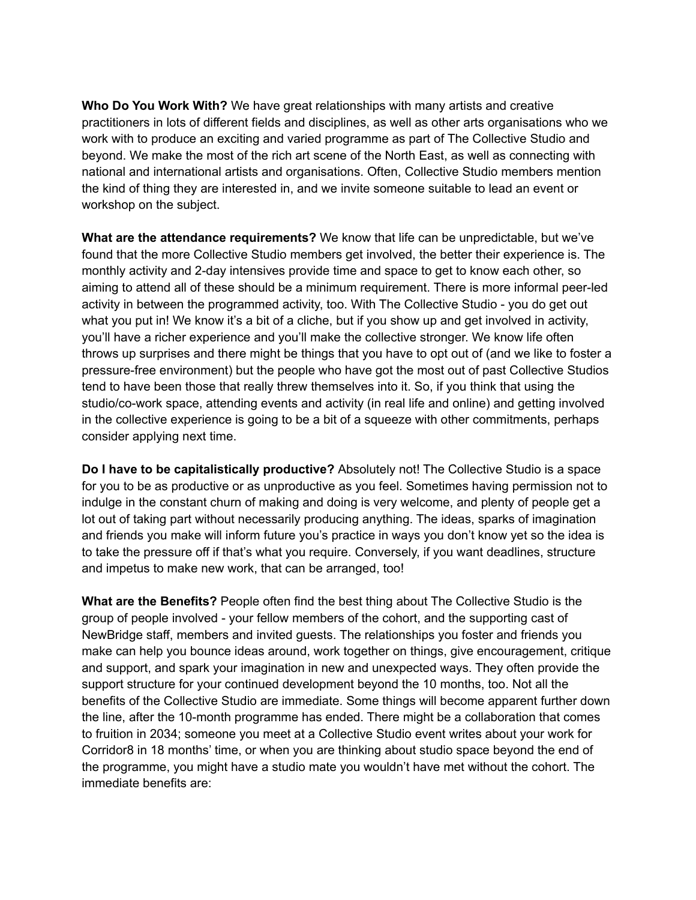**Who Do You Work With?** We have great relationships with many artists and creative practitioners in lots of different fields and disciplines, as well as other arts organisations who we work with to produce an exciting and varied programme as part of The Collective Studio and beyond. We make the most of the rich art scene of the North East, as well as connecting with national and international artists and organisations. Often, Collective Studio members mention the kind of thing they are interested in, and we invite someone suitable to lead an event or workshop on the subject.

**What are the attendance requirements?** We know that life can be unpredictable, but we've found that the more Collective Studio members get involved, the better their experience is. The monthly activity and 2-day intensives provide time and space to get to know each other, so aiming to attend all of these should be a minimum requirement. There is more informal peer-led activity in between the programmed activity, too. With The Collective Studio - you do get out what you put in! We know it's a bit of a cliche, but if you show up and get involved in activity, you'll have a richer experience and you'll make the collective stronger. We know life often throws up surprises and there might be things that you have to opt out of (and we like to foster a pressure-free environment) but the people who have got the most out of past Collective Studios tend to have been those that really threw themselves into it. So, if you think that using the studio/co-work space, attending events and activity (in real life and online) and getting involved in the collective experience is going to be a bit of a squeeze with other commitments, perhaps consider applying next time.

**Do I have to be capitalistically productive?** Absolutely not! The Collective Studio is a space for you to be as productive or as unproductive as you feel. Sometimes having permission not to indulge in the constant churn of making and doing is very welcome, and plenty of people get a lot out of taking part without necessarily producing anything. The ideas, sparks of imagination and friends you make will inform future you's practice in ways you don't know yet so the idea is to take the pressure off if that's what you require. Conversely, if you want deadlines, structure and impetus to make new work, that can be arranged, too!

**What are the Benefits?** People often find the best thing about The Collective Studio is the group of people involved - your fellow members of the cohort, and the supporting cast of NewBridge staff, members and invited guests. The relationships you foster and friends you make can help you bounce ideas around, work together on things, give encouragement, critique and support, and spark your imagination in new and unexpected ways. They often provide the support structure for your continued development beyond the 10 months, too. Not all the benefits of the Collective Studio are immediate. Some things will become apparent further down the line, after the 10-month programme has ended. There might be a collaboration that comes to fruition in 2034; someone you meet at a Collective Studio event writes about your work for Corridor8 in 18 months' time, or when you are thinking about studio space beyond the end of the programme, you might have a studio mate you wouldn't have met without the cohort. The immediate benefits are: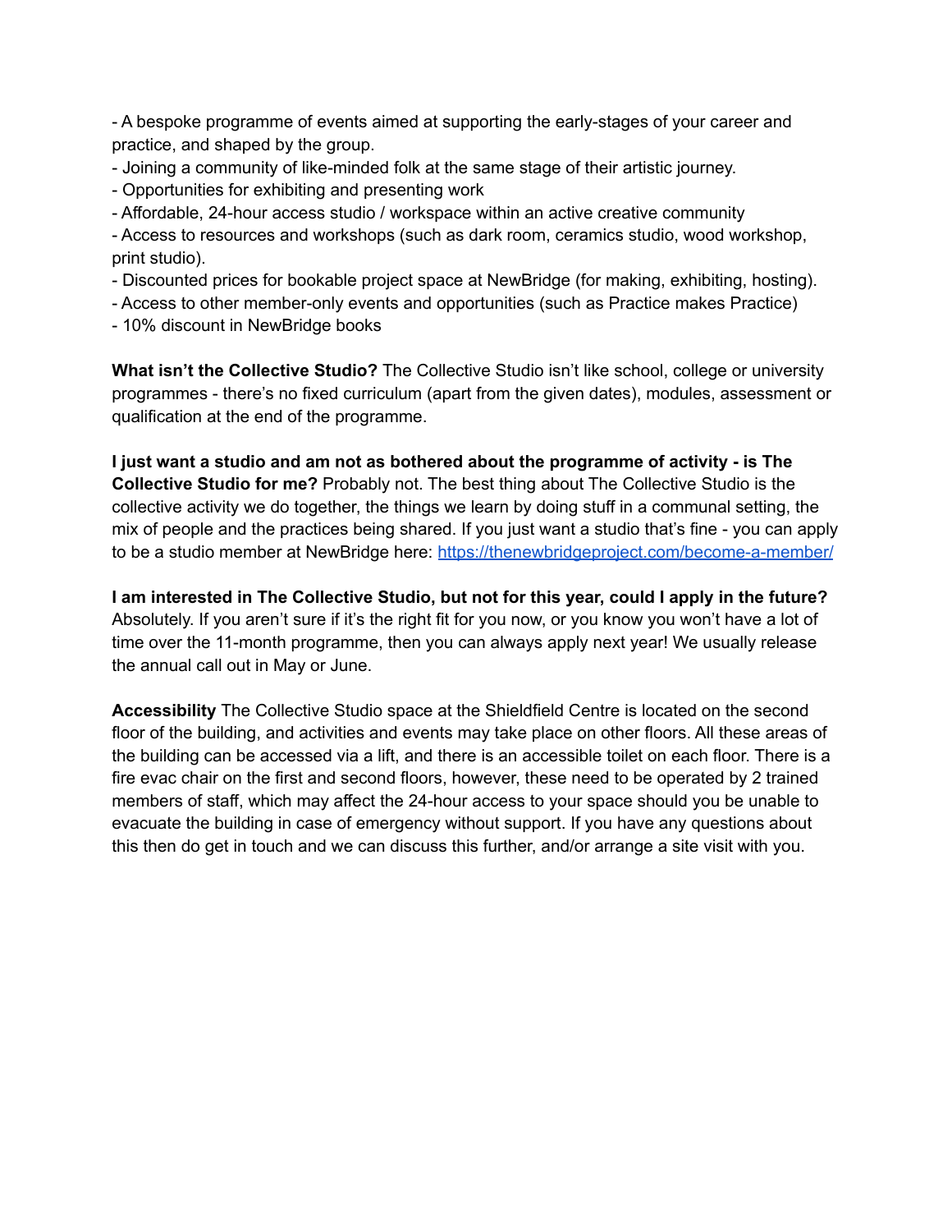- A bespoke programme of events aimed at supporting the early-stages of your career and practice, and shaped by the group.
- Joining a community of like-minded folk at the same stage of their artistic journey.
- Opportunities for exhibiting and presenting work
- Affordable, 24-hour access studio / workspace within an active creative community
- Access to resources and workshops (such as dark room, ceramics studio, wood workshop, print studio).
- Discounted prices for bookable project space at NewBridge (for making, exhibiting, hosting).
- Access to other member-only events and opportunities (such as Practice makes Practice)
- 10% discount in NewBridge books

**What isn't the Collective Studio?** The Collective Studio isn't like school, college or university programmes - there's no fixed curriculum (apart from the given dates), modules, assessment or qualification at the end of the programme.

**I just want a studio and am not as bothered about the programme of activity - is The Collective Studio for me?** Probably not. The best thing about The Collective Studio is the collective activity we do together, the things we learn by doing stuff in a communal setting, the mix of people and the practices being shared. If you just want a studio that's fine - you can apply to be a studio member at NewBridge here: [https://thenewbridgeproject.com/become-a-member/](https://thenewbridgeproject.com/become-a-member/)

**I am interested in The Collective Studio, but not for this year, could I apply in the future?** Absolutely. If you aren't sure if it's the right fit for you now, or you know you won't have a lot of time over the 11-month programme, then you can always apply next year! We usually release the annual call out in May or June.

**Accessibility** The Collective Studio space at the Shieldfield Centre is located on the second floor of the building, and activities and events may take place on other floors. All these areas of the building can be accessed via a lift, and there is an accessible toilet on each floor. There is a fire evac chair on the first and second floors, however, these need to be operated by 2 trained members of staff, which may affect the 24-hour access to your space should you be unable to evacuate the building in case of emergency without support. If you have any questions about this then do get in touch and we can discuss this further, and/or arrange a site visit with you.